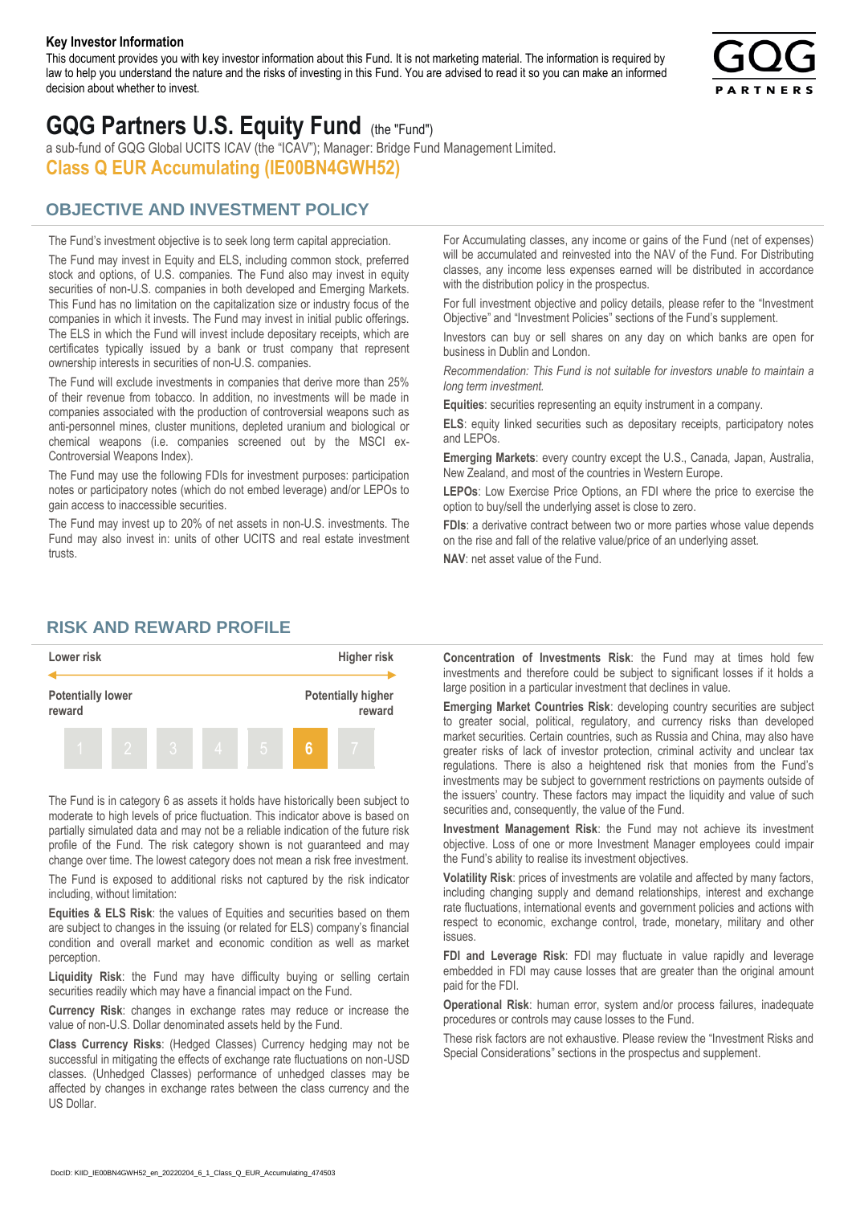**Key Investor Information**

This document provides you with key investor information about this Fund. It is not marketing material. The information is required by law to help you understand the nature and the risks of investing in this Fund. You are advised to read it so you can make an informed decision about whether to invest.

# GQG Partners U.S. Equity Fund (the "Fund")

a sub-fund of GQG Global UCITS ICAV (the "ICAV"); Manager: Bridge Fund Management Limited.

**Class Q EUR Accumulating (IE00BN4GWH52)**

## OBJECTIVE AND INVESTMENT POLICY

The Fund's investment objective is to seek long term capital appreciation.

The Fund may invest in Equity and ELS, including common stock, preferred stock and options, of U.S. companies. The Fund also may invest in equity securities of non-U.S. companies in both developed and Emerging Markets. This Fund has no limitation on the capitalization size or industry focus of the companies in which it invests. The Fund may invest in initial public offerings. The ELS in which the Fund will invest include depositary receipts, which are certificates typically issued by a bank or trust company that represent ownership interests in securities of non-U.S. companies.

The Fund will exclude investments in companies that derive more than 25% of their revenue from tobacco. In addition, no investments will be made in companies associated with the production of controversial weapons such as anti-personnel mines, cluster munitions, depleted uranium and biological or chemical weapons (i.e. companies screened out by the MSCI ex-Controversial Weapons Index).

The Fund may use the following FDIs for investment purposes: participation notes or participatory notes (which do not embed leverage) and/or LEPOs to gain access to inaccessible securities.

The Fund may invest up to 20% of net assets in non-U.S. investments. The Fund may also invest in: units of other UCITS and real estate investment trusts.

For Accumulating classes, any income or gains of the Fund (net of expenses) will be accumulated and reinvested into the NAV of the Fund. For Distributing classes, any income less expenses earned will be distributed in accordance with the distribution policy in the prospectus.

For full investment objective and policy details, please refer to the "Investment Objective" and "Investment Policies" sections of the Fund's supplement.

Investors can buy or sell shares on any day on which banks are open for business in Dublin and London.

*Recommendation: This Fund is not suitable for investors unable to maintain a long term investment.*

**Equities**: securities representing an equity instrument in a company.

**ELS**: equity linked securities such as depositary receipts, participatory notes and LEPOs.

**Emerging Markets**: every country except the U.S., Canada, Japan, Australia, New Zealand, and most of the countries in Western Europe.

**LEPOs**: Low Exercise Price Options, an FDI where the price to exercise the option to buy/sell the underlying asset is close to zero.

**FDIs**: a derivative contract between two or more parties whose value depends on the rise and fall of the relative value/price of an underlying asset.

**NAV**: net asset value of the Fund.

## RISK AND REWARD PROFILE

| Lower risk | | | | | | Higher risk |
|---|---|---|---|---|---|---|
| Potentially lower reward | | | | | | Potentially higher reward |
| 1 | 2 | 3 | 4 | 5 | **6** | 7 |

The Fund is in category 6 as assets it holds have historically been subject to moderate to high levels of price fluctuation. This indicator above is based on partially simulated data and may not be a reliable indication of the future risk profile of the Fund. The risk category shown is not guaranteed and may change over time. The lowest category does not mean a risk free investment.

The Fund is exposed to additional risks not captured by the risk indicator including, without limitation:

**Equities & ELS Risk**: the values of Equities and securities based on them are subject to changes in the issuing (or related for ELS) company's financial condition and overall market and economic condition as well as market perception.

**Liquidity Risk**: the Fund may have difficulty buying or selling certain securities readily which may have a financial impact on the Fund.

**Currency Risk**: changes in exchange rates may reduce or increase the value of non-U.S. Dollar denominated assets held by the Fund.

**Class Currency Risks**: (Hedged Classes) Currency hedging may not be successful in mitigating the effects of exchange rate fluctuations on non-USD classes. (Unhedged Classes) performance of unhedged classes may be affected by changes in exchange rates between the class currency and the US Dollar.

**Concentration of Investments Risk**: the Fund may at times hold few investments and therefore could be subject to significant losses if it holds a large position in a particular investment that declines in value.

**Emerging Market Countries Risk**: developing country securities are subject to greater social, political, regulatory, and currency risks than developed market securities. Certain countries, such as Russia and China, may also have greater risks of lack of investor protection, criminal activity and unclear tax regulations. There is also a heightened risk that monies from the Fund's investments may be subject to government restrictions on payments outside of the issuers' country. These factors may impact the liquidity and value of such securities and, consequently, the value of the Fund.

**Investment Management Risk**: the Fund may not achieve its investment objective. Loss of one or more Investment Manager employees could impair the Fund's ability to realise its investment objectives.

**Volatility Risk**: prices of investments are volatile and affected by many factors, including changing supply and demand relationships, interest and exchange rate fluctuations, international events and government policies and actions with respect to economic, exchange control, trade, monetary, military and other issues.

**FDI and Leverage Risk**: FDI may fluctuate in value rapidly and leverage embedded in FDI may cause losses that are greater than the original amount paid for the FDI.

**Operational Risk**: human error, system and/or process failures, inadequate procedures or controls may cause losses to the Fund.

These risk factors are not exhaustive. Please review the "Investment Risks and Special Considerations" sections in the prospectus and supplement.

DocID: KIID_IE00BN4GWH52_en_20220204_6_1_Class_Q_EUR_Accumulating_474503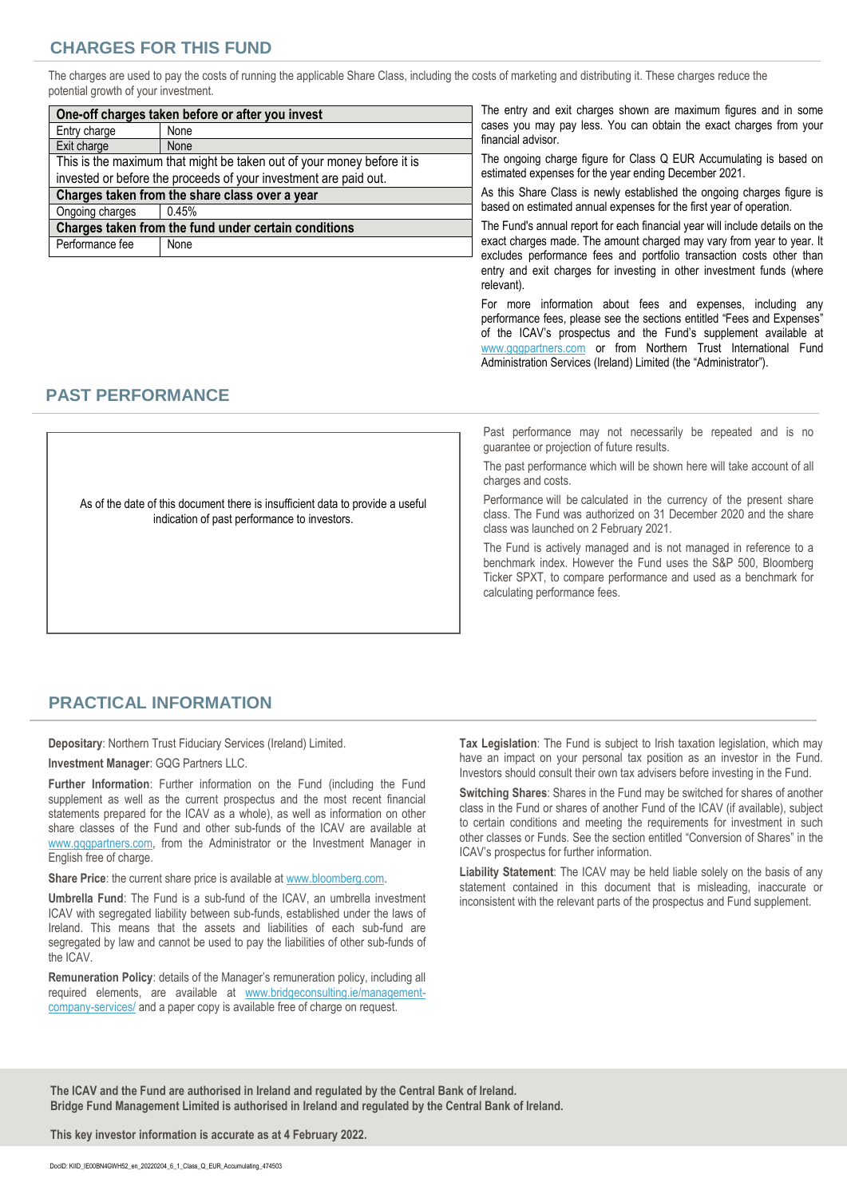## CHARGES FOR THIS FUND

The charges are used to pay the costs of running the applicable Share Class, including the costs of marketing and distributing it. These charges reduce the potential growth of your investment.

| One-off charges taken before or after you invest | |
|---|---|
| Entry charge | None |
| Exit charge | None |
| This is the maximum that might be taken out of your money before it is invested or before the proceeds of your investment are paid out. | |
| **Charges taken from the share class over a year** | |
| Ongoing charges | 0.45% |
| **Charges taken from the fund under certain conditions** | |
| Performance fee | None |

The entry and exit charges shown are maximum figures and in some cases you may pay less. You can obtain the exact charges from your financial advisor.

The ongoing charge figure for Class Q EUR Accumulating is based on estimated expenses for the year ending December 2021.

As this Share Class is newly established the ongoing charges figure is based on estimated annual expenses for the first year of operation.

The Fund's annual report for each financial year will include details on the exact charges made. The amount charged may vary from year to year. It excludes performance fees and portfolio transaction costs other than entry and exit charges for investing in other investment funds (where relevant).

For more information about fees and expenses, including any performance fees, please see the sections entitled "Fees and Expenses" of the ICAV's prospectus and the Fund's supplement available at www.gqgpartners.com or from Northern Trust International Fund Administration Services (Ireland) Limited (the "Administrator").

## PAST PERFORMANCE

As of the date of this document there is insufficient data to provide a useful indication of past performance to investors.

Past performance may not necessarily be repeated and is no guarantee or projection of future results.

The past performance which will be shown here will take account of all charges and costs.

Performance will be calculated in the currency of the present share class. The Fund was authorized on 31 December 2020 and the share class was launched on 2 February 2021.

The Fund is actively managed and is not managed in reference to a benchmark index. However the Fund uses the S&P 500, Bloomberg Ticker SPXT, to compare performance and used as a benchmark for calculating performance fees.

## PRACTICAL INFORMATION

**Depositary**: Northern Trust Fiduciary Services (Ireland) Limited.

**Investment Manager**: GQG Partners LLC.

**Further Information**: Further information on the Fund (including the Fund supplement as well as the current prospectus and the most recent financial statements prepared for the ICAV as a whole), as well as information on other share classes of the Fund and other sub-funds of the ICAV are available at www.gqgpartners.com, from the Administrator or the Investment Manager in English free of charge.

**Share Price**: the current share price is available at www.bloomberg.com.

**Umbrella Fund**: The Fund is a sub-fund of the ICAV, an umbrella investment ICAV with segregated liability between sub-funds, established under the laws of Ireland. This means that the assets and liabilities of each sub-fund are segregated by law and cannot be used to pay the liabilities of other sub-funds of the ICAV.

**Remuneration Policy**: details of the Manager's remuneration policy, including all required elements, are available at www.bridgeconsulting.ie/management-company-services/ and a paper copy is available free of charge on request.

**Tax Legislation**: The Fund is subject to Irish taxation legislation, which may have an impact on your personal tax position as an investor in the Fund. Investors should consult their own tax advisers before investing in the Fund.

**Switching Shares**: Shares in the Fund may be switched for shares of another class in the Fund or shares of another Fund of the ICAV (if available), subject to certain conditions and meeting the requirements for investment in such other classes or Funds. See the section entitled "Conversion of Shares" in the ICAV's prospectus for further information.

**Liability Statement**: The ICAV may be held liable solely on the basis of any statement contained in this document that is misleading, inaccurate or inconsistent with the relevant parts of the prospectus and Fund supplement.

**The ICAV and the Fund are authorised in Ireland and regulated by the Central Bank of Ireland.**
**Bridge Fund Management Limited is authorised in Ireland and regulated by the Central Bank of Ireland.**

**This key investor information is accurate as at 4 February 2022.**

DocID: KIID_IE00BN4GWH52_en_20220204_6_1_Class_Q_EUR_Accumulating_474503